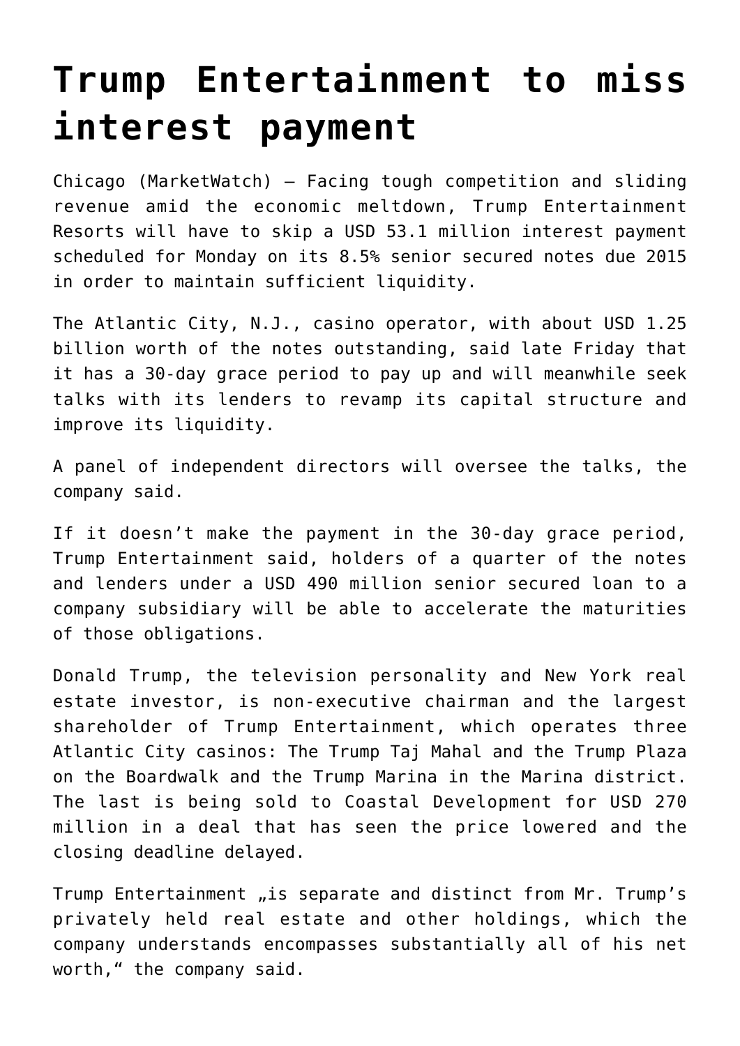# Trump Entertainment to miss interest payment

Chicago (MarketWatch) – Facing tough competition and sliding revenue amid the economic meltdown, Trump Entertainment Resorts will have to skip a USD 53.1 million interest payment scheduled for Monday on its 8.5% senior secured notes due 2015 in order to maintain sufficient liquidity.

The Atlantic City, N.J., casino operator, with about USD 1.25 billion worth of the notes outstanding, said late Friday that it has a 30-day grace period to pay up and will meanwhile seek talks with its lenders to revamp its capital structure and improve its liquidity.

A panel of independent directors will oversee the talks, the company said.

If it doesn't make the payment in the 30-day grace period, Trump Entertainment said, holders of a quarter of the notes and lenders under a USD 490 million senior secured loan to a company subsidiary will be able to accelerate the maturities of those obligations.

Donald Trump, the television personality and New York real estate investor, is non-executive chairman and the largest shareholder of Trump Entertainment, which operates three Atlantic City casinos: The Trump Taj Mahal and the Trump Plaza on the Boardwalk and the Trump Marina in the Marina district. The last is being sold to Coastal Development for USD 270 million in a deal that has seen the price lowered and the closing deadline delayed.

Trump Entertainment „is separate and distinct from Mr. Trump's privately held real estate and other holdings, which the company understands encompasses substantially all of his net worth," the company said.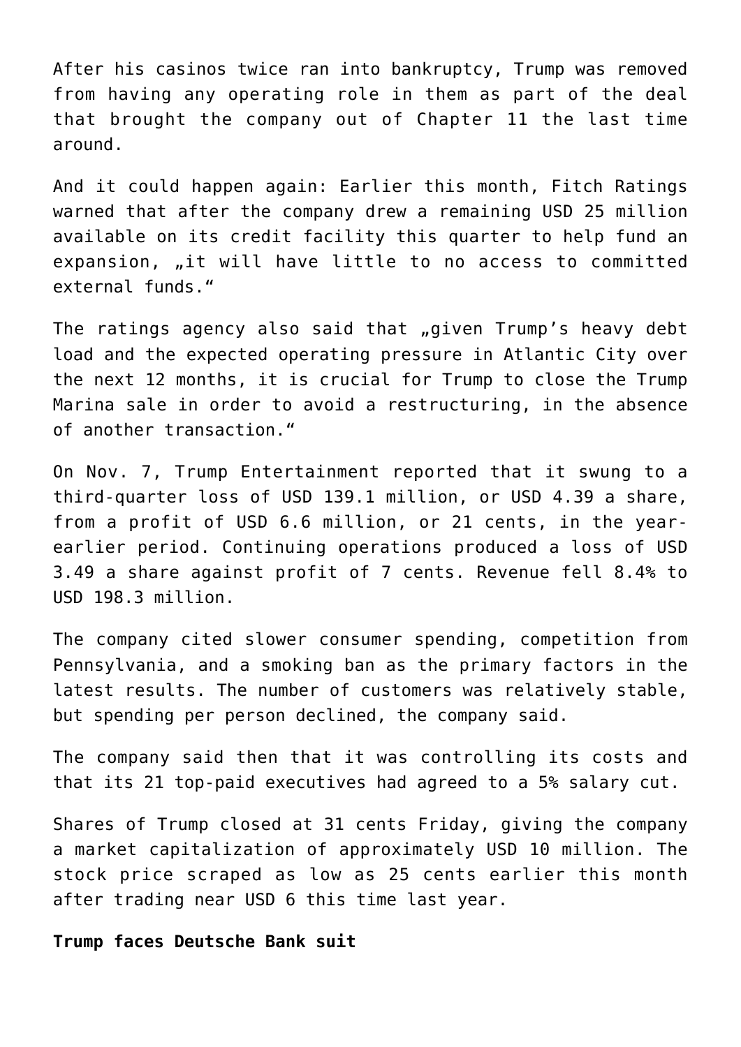After his casinos twice ran into bankruptcy, Trump was removed from having any operating role in them as part of the deal that brought the company out of Chapter 11 the last time around.

And it could happen again: Earlier this month, Fitch Ratings warned that after the company drew a remaining USD 25 million available on its credit facility this quarter to help fund an expansion, „it will have little to no access to committed external funds."

The ratings agency also said that „given Trump's heavy debt load and the expected operating pressure in Atlantic City over the next 12 months, it is crucial for Trump to close the Trump Marina sale in order to avoid a restructuring, in the absence of another transaction."

On Nov. 7, Trump Entertainment reported that it swung to a third-quarter loss of USD 139.1 million, or USD 4.39 a share, from a profit of USD 6.6 million, or 21 cents, in the year-earlier period. Continuing operations produced a loss of USD 3.49 a share against profit of 7 cents. Revenue fell 8.4% to USD 198.3 million.

The company cited slower consumer spending, competition from Pennsylvania, and a smoking ban as the primary factors in the latest results. The number of customers was relatively stable, but spending per person declined, the company said.

The company said then that it was controlling its costs and that its 21 top-paid executives had agreed to a 5% salary cut.

Shares of Trump closed at 31 cents Friday, giving the company a market capitalization of approximately USD 10 million. The stock price scraped as low as 25 cents earlier this month after trading near USD 6 this time last year.

**Trump faces Deutsche Bank suit**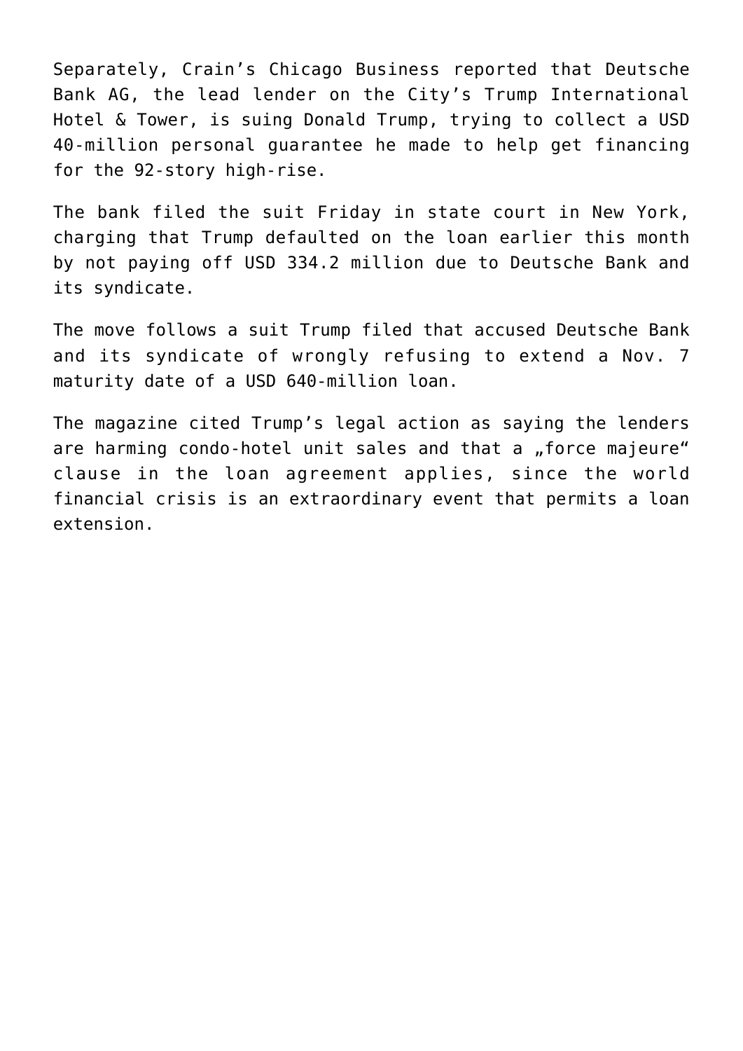Separately, Crain's Chicago Business reported that Deutsche Bank AG, the lead lender on the City's Trump International Hotel & Tower, is suing Donald Trump, trying to collect a USD 40-million personal guarantee he made to help get financing for the 92-story high-rise.

The bank filed the suit Friday in state court in New York, charging that Trump defaulted on the loan earlier this month by not paying off USD 334.2 million due to Deutsche Bank and its syndicate.

The move follows a suit Trump filed that accused Deutsche Bank and its syndicate of wrongly refusing to extend a Nov. 7 maturity date of a USD 640-million loan.

The magazine cited Trump's legal action as saying the lenders are harming condo-hotel unit sales and that a „force majeure" clause in the loan agreement applies, since the world financial crisis is an extraordinary event that permits a loan extension.